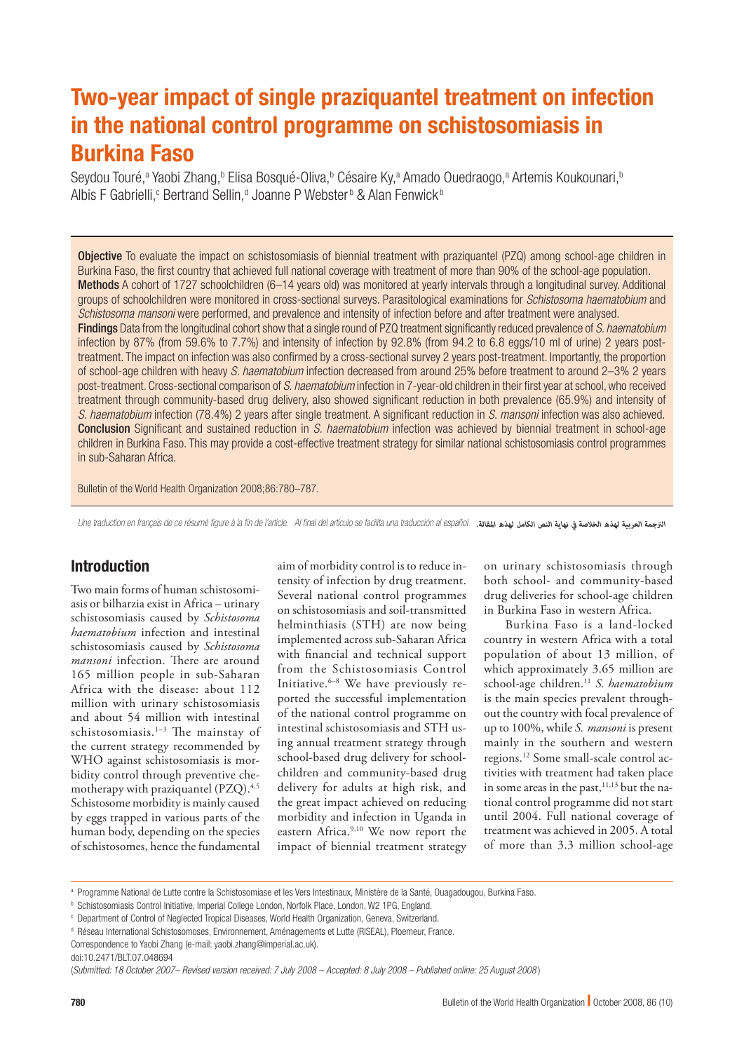# Two-year impact of single praziquantel treatment on infection in the national control programme on schistosomiasis in Burkina Faso

Seydou Touré,[a] Yaobi Zhang,[b] Elisa Bosqué-Oliva,[b] Césaire Ky,[a] Amado Ouedraogo,[a] Artemis Koukounari,[b] Albis F Gabrielli,[c] Bertrand Sellin,[d] Joanne P Webster[b] & Alan Fenwick[b]

**Objective** To evaluate the impact on schistosomiasis of biennial treatment with praziquantel (PZQ) among school-age children in Burkina Faso, the first country that achieved full national coverage with treatment of more than 90% of the school-age population.

**Methods** A cohort of 1727 schoolchildren (6–14 years old) was monitored at yearly intervals through a longitudinal survey. Additional groups of schoolchildren were monitored in cross-sectional surveys. Parasitological examinations for *Schistosoma haematobium* and *Schistosoma mansoni* were performed, and prevalence and intensity of infection before and after treatment were analysed.

**Findings** Data from the longitudinal cohort show that a single round of PZQ treatment significantly reduced prevalence of *S. haematobium* infection by 87% (from 59.6% to 7.7%) and intensity of infection by 92.8% (from 94.2 to 6.8 eggs/10 ml of urine) 2 years post-treatment. The impact on infection was also confirmed by a cross-sectional survey 2 years post-treatment. Importantly, the proportion of school-age children with heavy *S. haematobium* infection decreased from around 25% before treatment to around 2–3% 2 years post-treatment. Cross-sectional comparison of *S. haematobium* infection in 7-year-old children in their first year at school, who received treatment through community-based drug delivery, also showed significant reduction in both prevalence (65.9%) and intensity of *S. haematobium* infection (78.4%) 2 years after single treatment. A significant reduction in *S. mansoni* infection was also achieved.

**Conclusion** Significant and sustained reduction in *S. haematobium* infection was achieved by biennial treatment in school-age children in Burkina Faso. This may provide a cost-effective treatment strategy for similar national schistosomiasis control programmes in sub-Saharan Africa.

Bulletin of the World Health Organization 2008;86:780–787.

*Une traduction en français de ce résumé figure à la fin de l'article. Al final del artículo se facilita una traducción al español.* الترجمة العربية لهذه الخلاصة في نهاية النص الكامل لهذه المقالة.

## Introduction

Two main forms of human schistosomiasis or bilharzia exist in Africa – urinary schistosomiasis caused by *Schistosoma haematobium* infection and intestinal schistosomiasis caused by *Schistosoma mansoni* infection. There are around 165 million people in sub-Saharan Africa with the disease: about 112 million with urinary schistosomiasis and about 54 million with intestinal schistosomiasis.[1–3] The mainstay of the current strategy recommended by WHO against schistosomiasis is morbidity control through preventive chemotherapy with praziquantel (PZQ).[4,5] Schistosome morbidity is mainly caused by eggs trapped in various parts of the human body, depending on the species of schistosomes, hence the fundamental aim of morbidity control is to reduce intensity of infection by drug treatment. Several national control programmes on schistosomiasis and soil-transmitted helminthiasis (STH) are now being implemented across sub-Saharan Africa with financial and technical support from the Schistosomiasis Control Initiative.[6–8] We have previously reported the successful implementation of the national control programme on intestinal schistosomiasis and STH using annual treatment strategy through school-based drug delivery for schoolchildren and community-based drug delivery for adults at high risk, and the great impact achieved on reducing morbidity and infection in Uganda in eastern Africa.[9,10] We now report the impact of biennial treatment strategy on urinary schistosomiasis through both school- and community-based drug deliveries for school-age children in Burkina Faso in western Africa.

Burkina Faso is a land-locked country in western Africa with a total population of about 13 million, of which approximately 3.65 million are school-age children.[11] *S. haematobium* is the main species prevalent throughout the country with focal prevalence of up to 100%, while *S. mansoni* is present mainly in the southern and western regions.[12] Some small-scale control activities with treatment had taken place in some areas in the past,[11,13] but the national control programme did not start until 2004. Full national coverage of treatment was achieved in 2005. A total of more than 3.3 million school-age

[a] Programme National de Lutte contre la Schistosomiase et les Vers Intestinaux, Ministère de la Santé, Ouagadougou, Burkina Faso.
[b] Schistosomiasis Control Initiative, Imperial College London, Norfolk Place, London, W2 1PG, England.
[c] Department of Control of Neglected Tropical Diseases, World Health Organization, Geneva, Switzerland.
[d] Réseau International Schistosomoses, Environnement, Aménagements et Lutte (RISEAL), Ploemeur, France.
Correspondence to Yaobi Zhang (e-mail: yaobi.zhang@imperial.ac.uk).
doi:10.2471/BLT.07.048694
(*Submitted: 18 October 2007– Revised version received: 7 July 2008 – Accepted: 8 July 2008 – Published online: 25 August 2008*)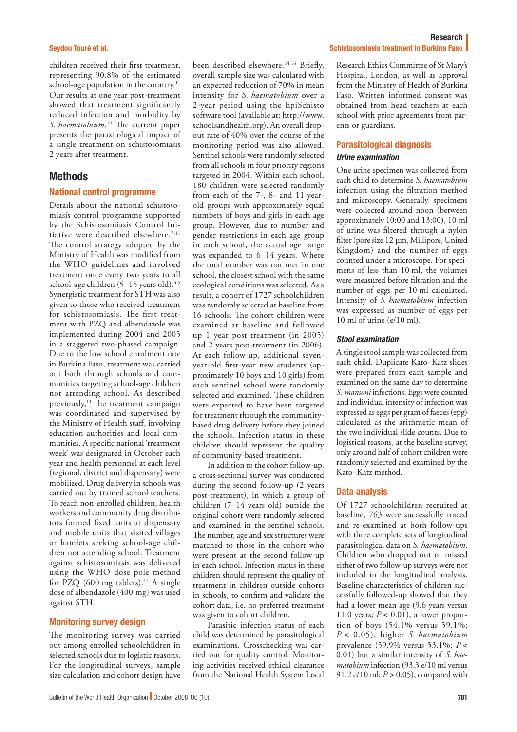children received their first treatment, representing 90.8% of the estimated school-age population in the country.[11] Our results at one year post-treatment showed that treatment significantly reduced infection and morbidity by *S. haematobium*.[14] The current paper presents the parasitological impact of a single treatment on schistosomiasis 2 years after treatment.

## Methods

### National control programme

Details about the national schistosomiasis control programme supported by the Schistosomiasis Control Initiative were described elsewhere.[7,11] The control strategy adopted by the Ministry of Health was modified from the WHO guidelines and involved treatment once every two years to all school-age children (5–15 years old).[4,5] Synergistic treatment for STH was also given to those who received treatment for schistosomiasis. The first treatment with PZQ and albendazole was implemented during 2004 and 2005 in a staggered two-phased campaign. Due to the low school enrolment rate in Burkina Faso, treatment was carried out both through schools and communities targeting school-age children not attending school. As described previously,[11] the treatment campaign was coordinated and supervised by the Ministry of Health staff, involving education authorities and local communities. A specific national 'treatment week' was designated in October each year and health personnel at each level (regional, district and dispensary) were mobilized. Drug delivery in schools was carried out by trained school teachers. To reach non-enrolled children, health workers and community drug distributors formed fixed units at dispensary and mobile units that visited villages or hamlets seeking school-age children not attending school. Treatment against schistosomiasis was delivered using the WHO dose pole method for PZQ (600 mg tablets).[15] A single dose of albendazole (400 mg) was used against STH.

### Monitoring survey design

The monitoring survey was carried out among enrolled schoolchildren in selected schools due to logistic reasons. For the longitudinal surveys, sample size calculation and cohort design have been described elsewhere.[14,16] Briefly, overall sample size was calculated with an expected reduction of 70% in mean intensity for *S. haematobium* over a 2-year period using the EpiSchisto software tool (available at: http://www.schoolsandhealth.org). An overall drop-out rate of 40% over the course of the monitoring period was also allowed. Sentinel schools were randomly selected from all schools in four priority regions targeted in 2004. Within each school, 180 children were selected randomly from each of the 7-, 8- and 11-year-old groups with approximately equal numbers of boys and girls in each age group. However, due to number and gender restrictions in each age group in each school, the actual age range was expanded to 6–14 years. Where the total number was not met in one school, the closest school with the same ecological conditions was selected. As a result, a cohort of 1727 schoolchildren was randomly selected at baseline from 16 schools. The cohort children were examined at baseline and followed up 1 year post-treatment (in 2005) and 2 years post-treatment (in 2006). At each follow-up, additional seven-year-old first-year new students (approximately 10 boys and 10 girls) from each sentinel school were randomly selected and examined. These children were expected to have been targeted for treatment through the community-based drug delivery before they joined the schools. Infection status in these children should represent the quality of community-based treatment.

In addition to the cohort follow-up, a cross-sectional survey was conducted during the second follow-up (2 years post-treatment), in which a group of children (7–14 years old) outside the original cohort were randomly selected and examined in the sentinel schools. The number, age and sex structures were matched to those in the cohort who were present at the second follow-up in each school. Infection status in these children should represent the quality of treatment in children outside cohorts in schools, to confirm and validate the cohort data, i.e. no preferred treatment was given to cohort children.

Parasitic infection status of each child was determined by parasitological examinations. Crosschecking was carried out for quality control. Monitoring activities received ethical clearance from the National Health System Local Research Ethics Committee of St Mary's Hospital, London, as well as approval from the Ministry of Health of Burkina Faso. Written informed consent was obtained from head teachers at each school with prior agreements from parents or guardians.

### Parasitological diagnosis

#### Urine examination

One urine specimen was collected from each child to determine *S. haematobium* infection using the filtration method and microscopy. Generally, specimens were collected around noon (between approximately 10:00 and 13:00), 10 ml of urine was filtered through a nylon filter (pore size 12 µm, Millipore, United Kingdom) and the number of eggs counted under a microscope. For specimens of less than 10 ml, the volumes were measured before filtration and the number of eggs per 10 ml calculated. Intensity of *S. haematobium* infection was expressed as number of eggs per 10 ml of urine (e/10 ml).

#### Stool examination

A single stool sample was collected from each child. Duplicate Kato–Katz slides were prepared from each sample and examined on the same day to determine *S. mansoni* infections. Eggs were counted and individual intensity of infection was expressed as eggs per gram of faeces (epg) calculated as the arithmetic mean of the two individual slide counts. Due to logistical reasons, at the baseline survey, only around half of cohort children were randomly selected and examined by the Kato–Katz method.

### Data analysis

Of 1727 schoolchildren recruited at baseline, 763 were successfully traced and re-examined at both follow-ups with three complete sets of longitudinal parasitological data on *S. haematobium*. Children who dropped out or missed either of two follow-up surveys were not included in the longitudinal analysis. Baseline characteristics of children successfully followed-up showed that they had a lower mean age (9.6 years versus 11.0 years; $P < 0.01$), a lower proportion of boys (54.1% versus 59.1%; $P < 0.05$), higher *S. haematobium* prevalence (59.9% versus 53.1%; $P < 0.01$) but a similar intensity of *S. haematobium* infection (93.3 e/10 ml versus 91.2 e/10 ml; $P > 0.05$), compared with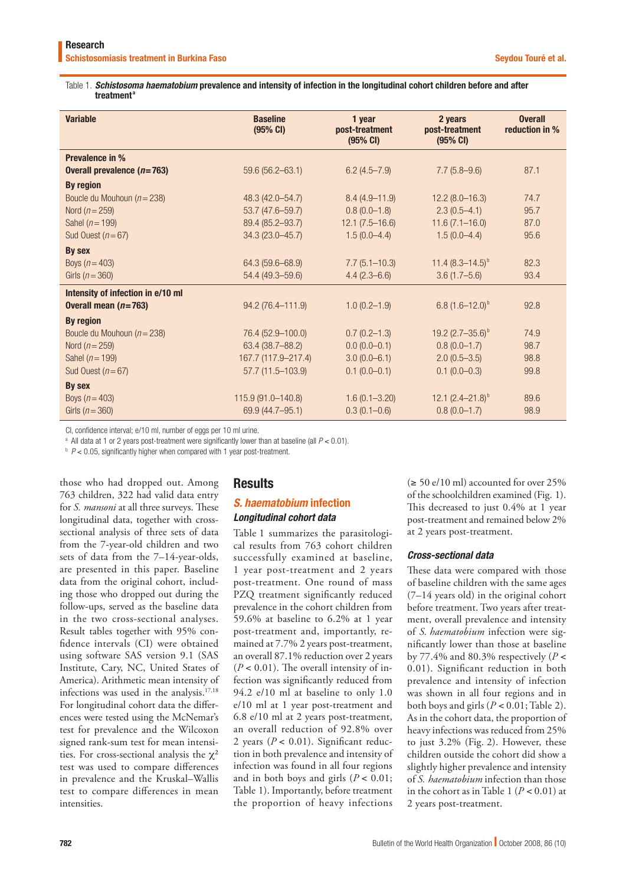Table 1. ***Schistosoma haematobium*** **prevalence and intensity of infection in the longitudinal cohort children before and after treatment**[a]

| Variable | Baseline (95% CI) | 1 year post-treatment (95% CI) | 2 years post-treatment (95% CI) | Overall reduction in % |
|---|---|---|---|---|
| **Prevalence in %** | | | | |
| **Overall prevalence ($n$ = 763)** | 59.6 (56.2–63.1) | 6.2 (4.5–7.9) | 7.7 (5.8–9.6) | 87.1 |
| **By region** | | | | |
| Boucle du Mouhoun ($n$ = 238) | 48.3 (42.0–54.7) | 8.4 (4.9–11.9) | 12.2 (8.0–16.3) | 74.7 |
| Nord ($n$ = 259) | 53.7 (47.6–59.7) | 0.8 (0.0–1.8) | 2.3 (0.5–4.1) | 95.7 |
| Sahel ($n$ = 199) | 89.4 (85.2–93.7) | 12.1 (7.5–16.6) | 11.6 (7.1–16.0) | 87.0 |
| Sud Ouest ($n$ = 67) | 34.3 (23.0–45.7) | 1.5 (0.0–4.4) | 1.5 (0.0–4.4) | 95.6 |
| **By sex** | | | | |
| Boys ($n$ = 403) | 64.3 (59.6–68.9) | 7.7 (5.1–10.3) | 11.4 (8.3–14.5)[b] | 82.3 |
| Girls ($n$ = 360) | 54.4 (49.3–59.6) | 4.4 (2.3–6.6) | 3.6 (1.7–5.6) | 93.4 |
| **Intensity of infection in e/10 ml** | | | | |
| **Overall mean ($n$ = 763)** | 94.2 (76.4–111.9) | 1.0 (0.2–1.9) | 6.8 (1.6–12.0)[b] | 92.8 |
| **By region** | | | | |
| Boucle du Mouhoun ($n$ = 238) | 76.4 (52.9–100.0) | 0.7 (0.2–1.3) | 19.2 (2.7–35.6)[b] | 74.9 |
| Nord ($n$ = 259) | 63.4 (38.7–88.2) | 0.0 (0.0–0.1) | 0.8 (0.0–1.7) | 98.7 |
| Sahel ($n$ = 199) | 167.7 (117.9–217.4) | 3.0 (0.0–6.1) | 2.0 (0.5–3.5) | 98.8 |
| Sud Ouest ($n$ = 67) | 57.7 (11.5–103.9) | 0.1 (0.0–0.1) | 0.1 (0.0–0.3) | 99.8 |
| **By sex** | | | | |
| Boys ($n$ = 403) | 115.9 (91.0–140.8) | 1.6 (0.1–3.20) | 12.1 (2.4–21.8)[b] | 89.6 |
| Girls ($n$ = 360) | 69.9 (44.7–95.1) | 0.3 (0.1–0.6) | 0.8 (0.0–1.7) | 98.9 |

CI, confidence interval; e/10 ml, number of eggs per 10 ml urine.

[a] All data at 1 or 2 years post-treatment were significantly lower than at baseline (all $P < 0.01$).

[b] $P < 0.05$, significantly higher when compared with 1 year post-treatment.

those who had dropped out. Among 763 children, 322 had valid data entry for *S. mansoni* at all three surveys. These longitudinal data, together with cross-sectional analysis of three sets of data from the 7-year-old children and two sets of data from the 7–14-year-olds, are presented in this paper. Baseline data from the original cohort, including those who dropped out during the follow-ups, served as the baseline data in the two cross-sectional analyses. Result tables together with 95% confidence intervals (CI) were obtained using software SAS version 9.1 (SAS Institute, Cary, NC, United States of America). Arithmetic mean intensity of infections was used in the analysis.[17,18] For longitudinal cohort data the differences were tested using the McNemar's test for prevalence and the Wilcoxon signed rank-sum test for mean intensities. For cross-sectional analysis the $\chi^2$ test was used to compare differences in prevalence and the Kruskal–Wallis test to compare differences in mean intensities.

## Results

### *S. haematobium* infection

#### *Longitudinal cohort data*

Table 1 summarizes the parasitological results from 763 cohort children successfully examined at baseline, 1 year post-treatment and 2 years post-treatment. One round of mass PZQ treatment significantly reduced prevalence in the cohort children from 59.6% at baseline to 6.2% at 1 year post-treatment and, importantly, remained at 7.7% 2 years post-treatment, an overall 87.1% reduction over 2 years ($P < 0.01$). The overall intensity of infection was significantly reduced from 94.2 e/10 ml at baseline to only 1.0 e/10 ml at 1 year post-treatment and 6.8 e/10 ml at 2 years post-treatment, an overall reduction of 92.8% over 2 years ($P < 0.01$). Significant reduction in both prevalence and intensity of infection was found in all four regions and in both boys and girls ($P < 0.01$; Table 1). Importantly, before treatment the proportion of heavy infections (≥ 50 e/10 ml) accounted for over 25% of the schoolchildren examined (Fig. 1). This decreased to just 0.4% at 1 year post-treatment and remained below 2% at 2 years post-treatment.

#### *Cross-sectional data*

These data were compared with those of baseline children with the same ages (7–14 years old) in the original cohort before treatment. Two years after treatment, overall prevalence and intensity of *S. haematobium* infection were significantly lower than those at baseline by 77.4% and 80.3% respectively ($P < 0.01$). Significant reduction in both prevalence and intensity of infection was shown in all four regions and in both boys and girls ($P < 0.01$; Table 2). As in the cohort data, the proportion of heavy infections was reduced from 25% to just 3.2% (Fig. 2). However, these children outside the cohort did show a slightly higher prevalence and intensity of *S. haematobium* infection than those in the cohort as in Table 1 ($P < 0.01$) at 2 years post-treatment.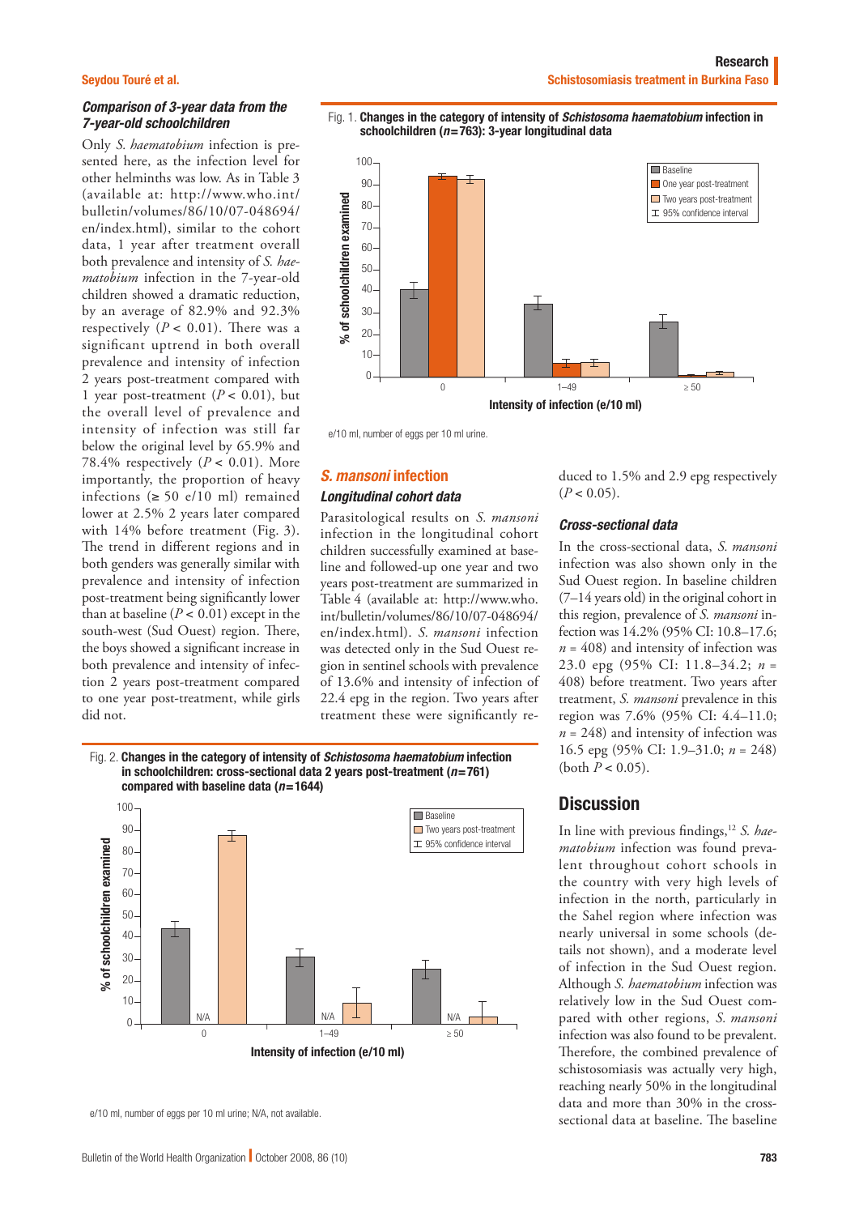### Comparison of 3-year data from the 7-year-old schoolchildren

Only *S. haematobium* infection is presented here, as the infection level for other helminths was low. As in Table 3 (available at: http://www.who.int/bulletin/volumes/86/10/07-048694/en/index.html), similar to the cohort data, 1 year after treatment overall both prevalence and intensity of *S. haematobium* infection in the 7-year-old children showed a dramatic reduction, by an average of 82.9% and 92.3% respectively ($P < 0.01$). There was a significant uptrend in both overall prevalence and intensity of infection 2 years post-treatment compared with 1 year post-treatment ($P < 0.01$), but the overall level of prevalence and intensity of infection was still far below the original level by 65.9% and 78.4% respectively ($P < 0.01$). More importantly, the proportion of heavy infections (≥ 50 e/10 ml) remained lower at 2.5% 2 years later compared with 14% before treatment (Fig. 3). The trend in different regions and in both genders was generally similar with prevalence and intensity of infection post-treatment being significantly lower than at baseline ($P < 0.01$) except in the south-west (Sud Ouest) region. There, the boys showed a significant increase in both prevalence and intensity of infection 2 years post-treatment compared to one year post-treatment, while girls did not.

Fig. 1. **Changes in the category of intensity of *Schistosoma haematobium* infection in schoolchildren (*n*=763): 3-year longitudinal data**

e/10 ml, number of eggs per 10 ml urine.

## *S. mansoni* infection

### Longitudinal cohort data

Parasitological results on *S. mansoni* infection in the longitudinal cohort children successfully examined at baseline and followed-up one year and two years post-treatment are summarized in Table 4 (available at: http://www.who.int/bulletin/volumes/86/10/07-048694/en/index.html). *S. mansoni* infection was detected only in the Sud Ouest region in sentinel schools with prevalence of 13.6% and intensity of infection of 22.4 epg in the region. Two years after treatment these were significantly reduced to 1.5% and 2.9 epg respectively ($P < 0.05$).

### Cross-sectional data

In the cross-sectional data, *S. mansoni* infection was also shown only in the Sud Ouest region. In baseline children (7–14 years old) in the original cohort in this region, prevalence of *S. mansoni* infection was 14.2% (95% CI: 10.8–17.6; $n = 408$) and intensity of infection was 23.0 epg (95% CI: 11.8–34.2; $n = 408$) before treatment. Two years after treatment, *S. mansoni* prevalence in this region was 7.6% (95% CI: 4.4–11.0; $n = 248$) and intensity of infection was 16.5 epg (95% CI: 1.9–31.0; $n = 248$) (both $P < 0.05$).

Fig. 2. **Changes in the category of intensity of *Schistosoma haematobium* infection in schoolchildren: cross-sectional data 2 years post-treatment (*n*=761) compared with baseline data (*n*=1644)**

e/10 ml, number of eggs per 10 ml urine; N/A, not available.

## Discussion

In line with previous findings,[12] *S. haematobium* infection was found prevalent throughout cohort schools in the country with very high levels of infection in the north, particularly in the Sahel region where infection was nearly universal in some schools (details not shown), and a moderate level of infection in the Sud Ouest region. Although *S. haematobium* infection was relatively low in the Sud Ouest compared with other regions, *S. mansoni* infection was also found to be prevalent. Therefore, the combined prevalence of schistosomiasis was actually very high, reaching nearly 50% in the longitudinal data and more than 30% in the cross-sectional data at baseline. The baseline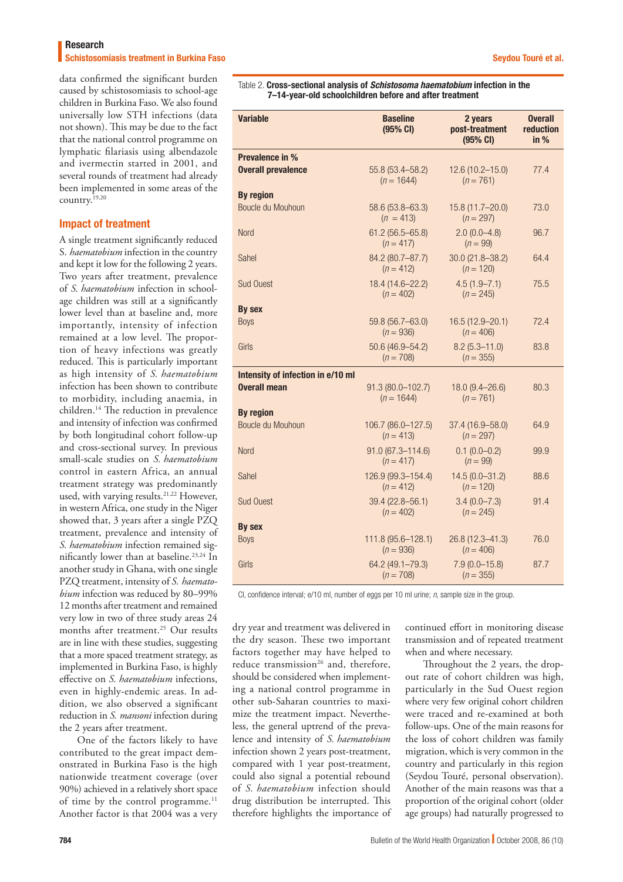data confirmed the significant burden caused by schistosomiasis to school-age children in Burkina Faso. We also found universally low STH infections (data not shown). This may be due to the fact that the national control programme on lymphatic filariasis using albendazole and ivermectin started in 2001, and several rounds of treatment had already been implemented in some areas of the country.[19,20]

## Impact of treatment

A single treatment significantly reduced *S. haematobium* infection in the country and kept it low for the following 2 years. Two years after treatment, prevalence of *S. haematobium* infection in school-age children was still at a significantly lower level than at baseline and, more importantly, intensity of infection remained at a low level. The proportion of heavy infections was greatly reduced. This is particularly important as high intensity of *S. haematobium* infection has been shown to contribute to morbidity, including anaemia, in children.[14] The reduction in prevalence and intensity of infection was confirmed by both longitudinal cohort follow-up and cross-sectional survey. In previous small-scale studies on *S. haematobium* control in eastern Africa, an annual treatment strategy was predominantly used, with varying results.[21,22] However, in western Africa, one study in the Niger showed that, 3 years after a single PZQ treatment, prevalence and intensity of *S. haematobium* infection remained significantly lower than at baseline.[23,24] In another study in Ghana, with one single PZQ treatment, intensity of *S. haematobium* infection was reduced by 80–99% 12 months after treatment and remained very low in two of three study areas 24 months after treatment.[25] Our results are in line with these studies, suggesting that a more spaced treatment strategy, as implemented in Burkina Faso, is highly effective on *S. haematobium* infections, even in highly-endemic areas. In addition, we also observed a significant reduction in *S. mansoni* infection during the 2 years after treatment.

One of the factors likely to have contributed to the great impact demonstrated in Burkina Faso is the high nationwide treatment coverage (over 90%) achieved in a relatively short space of time by the control programme.[11] Another factor is that 2004 was a very dry year and treatment was delivered in the dry season. These two important factors together may have helped to reduce transmission[26] and, therefore, should be considered when implementing a national control programme in other sub-Saharan countries to maximize the treatment impact. Nevertheless, the general uptrend of the prevalence and intensity of *S. haematobium* infection shown 2 years post-treatment, compared with 1 year post-treatment, could also signal a potential rebound of *S. haematobium* infection should drug distribution be interrupted. This therefore highlights the importance of continued effort in monitoring disease transmission and of repeated treatment when and where necessary.

Throughout the 2 years, the drop-out rate of cohort children was high, particularly in the Sud Ouest region where very few original cohort children were traced and re-examined at both follow-ups. One of the main reasons for the loss of cohort children was family migration, which is very common in the country and particularly in this region (Seydou Touré, personal observation). Another of the main reasons was that a proportion of the original cohort (older age groups) had naturally progressed to

Table 2. **Cross-sectional analysis of *Schistosoma haematobium* infection in the 7–14-year-old schoolchildren before and after treatment**

| Variable | Baseline (95% CI) | 2 years post-treatment (95% CI) | Overall reduction in % |
|---|---|---|---|
| **Prevalence in %** | | | |
| **Overall prevalence** | 55.8 (53.4–58.2) (*n* = 1644) | 12.6 (10.2–15.0) (*n* = 761) | 77.4 |
| **By region** | | | |
| Boucle du Mouhoun | 58.6 (53.8–63.3) (*n* = 413) | 15.8 (11.7–20.0) (*n* = 297) | 73.0 |
| Nord | 61.2 (56.5–65.8) (*n* = 417) | 2.0 (0.0–4.8) (*n* = 99) | 96.7 |
| Sahel | 84.2 (80.7–87.7) (*n* = 412) | 30.0 (21.8–38.2) (*n* = 120) | 64.4 |
| Sud Ouest | 18.4 (14.6–22.2) (*n* = 402) | 4.5 (1.9–7.1) (*n* = 245) | 75.5 |
| **By sex** | | | |
| Boys | 59.8 (56.7–63.0) (*n* = 936) | 16.5 (12.9–20.1) (*n* = 406) | 72.4 |
| Girls | 50.6 (46.9–54.2) (*n* = 708) | 8.2 (5.3–11.0) (*n* = 355) | 83.8 |
| **Intensity of infection in e/10 ml** | | | |
| **Overall mean** | 91.3 (80.0–102.7) (*n* = 1644) | 18.0 (9.4–26.6) (*n* = 761) | 80.3 |
| **By region** | | | |
| Boucle du Mouhoun | 106.7 (86.0–127.5) (*n* = 413) | 37.4 (16.9–58.0) (*n* = 297) | 64.9 |
| Nord | 91.0 (67.3–114.6) (*n* = 417) | 0.1 (0.0–0.2) (*n* = 99) | 99.9 |
| Sahel | 126.9 (99.3–154.4) (*n* = 412) | 14.5 (0.0–31.2) (*n* = 120) | 88.6 |
| Sud Ouest | 39.4 (22.8–56.1) (*n* = 402) | 3.4 (0.0–7.3) (*n* = 245) | 91.4 |
| **By sex** | | | |
| Boys | 111.8 (95.6–128.1) (*n* = 936) | 26.8 (12.3–41.3) (*n* = 406) | 76.0 |
| Girls | 64.2 (49.1–79.3) (*n* = 708) | 7.9 (0.0–15.8) (*n* = 355) | 87.7 |

CI, confidence interval; e/10 ml, number of eggs per 10 ml urine; *n*, sample size in the group.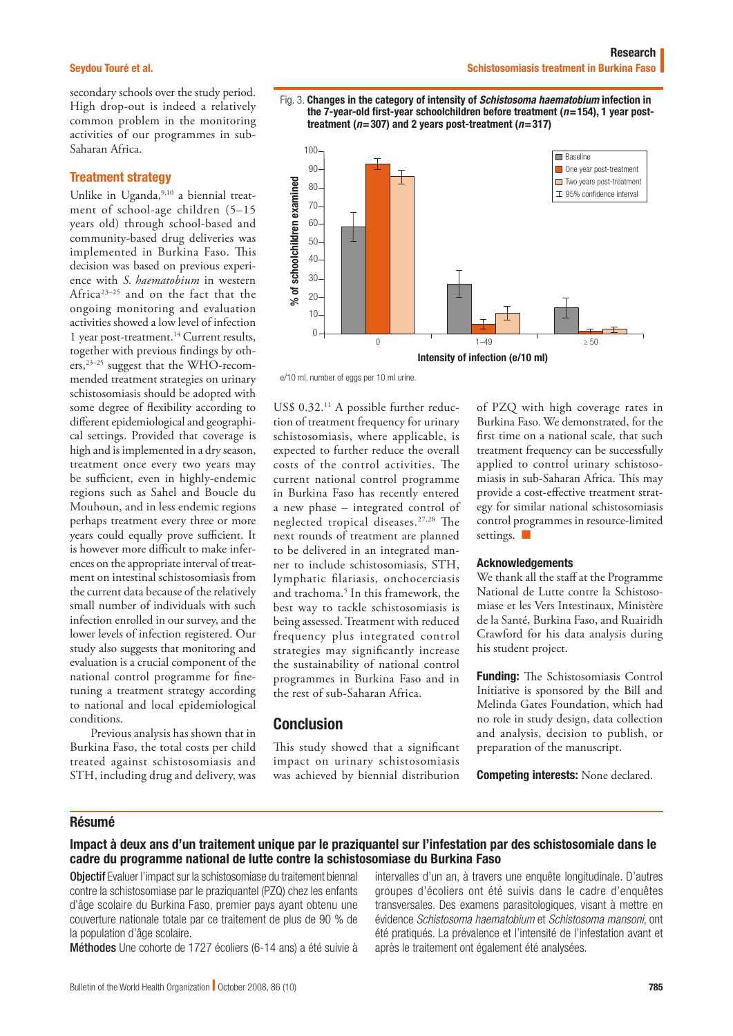secondary schools over the study period. High drop-out is indeed a relatively common problem in the monitoring activities of our programmes in sub-Saharan Africa.

## Treatment strategy

Unlike in Uganda,[9,10] a biennial treatment of school-age children (5–15 years old) through school-based and community-based drug deliveries was implemented in Burkina Faso. This decision was based on previous experience with *S. haematobium* in western Africa[23–25] and on the fact that the ongoing monitoring and evaluation activities showed a low level of infection 1 year post-treatment.[14] Current results, together with previous findings by others,[23–25] suggest that the WHO-recommended treatment strategies on urinary schistosomiasis should be adopted with some degree of flexibility according to different epidemiological and geographical settings. Provided that coverage is high and is implemented in a dry season, treatment once every two years may be sufficient, even in highly-endemic regions such as Sahel and Boucle du Mouhoun, and in less endemic regions perhaps treatment every three or more years could equally prove sufficient. It is however more difficult to make inferences on the appropriate interval of treatment on intestinal schistosomiasis from the current data because of the relatively small number of individuals with such infection enrolled in our survey, and the lower levels of infection registered. Our study also suggests that monitoring and evaluation is a crucial component of the national control programme for fine-tuning a treatment strategy according to national and local epidemiological conditions.

Previous analysis has shown that in Burkina Faso, the total costs per child treated against schistosomiasis and STH, including drug and delivery, was US$ 0.32.[11] A possible further reduction of treatment frequency for urinary schistosomiasis, where applicable, is expected to further reduce the overall costs of the control activities. The current national control programme in Burkina Faso has recently entered a new phase – integrated control of neglected tropical diseases.[27,28] The next rounds of treatment are planned to be delivered in an integrated manner to include schistosomiasis, STH, lymphatic filariasis, onchocerciasis and trachoma.[5] In this framework, the best way to tackle schistosomiasis is being assessed. Treatment with reduced frequency plus integrated control strategies may significantly increase the sustainability of national control programmes in Burkina Faso and in the rest of sub-Saharan Africa.

Fig. 3. **Changes in the category of intensity of *Schistosoma haematobium* infection in the 7-year-old first-year schoolchildren before treatment ($n$=154), 1 year post-treatment ($n$=307) and 2 years post-treatment ($n$=317)**

| Intensity of infection (e/10 ml) | Baseline (%) | One year post-treatment (%) | Two years post-treatment (%) |
|---|---|---|---|
| 0 | ~58 | ~93 | ~86 |
| 1–49 | ~27 | ~5 | ~11 |
| ≥ 50 | ~14 | ~1 | ~2 |

e/10 ml, number of eggs per 10 ml urine.

## Conclusion

This study showed that a significant impact on urinary schistosomiasis was achieved by biennial distribution of PZQ with high coverage rates in Burkina Faso. We demonstrated, for the first time on a national scale, that such treatment frequency can be successfully applied to control urinary schistosomiasis in sub-Saharan Africa. This may provide a cost-effective treatment strategy for similar national schistosomiasis control programmes in resource-limited settings. ■

### Acknowledgements

We thank all the staff at the Programme National de Lutte contre la Schistosomiase et les Vers Intestinaux, Ministère de la Santé, Burkina Faso, and Ruairidh Crawford for his data analysis during his student project.

**Funding:** The Schistosomiasis Control Initiative is sponsored by the Bill and Melinda Gates Foundation, which had no role in study design, data collection and analysis, decision to publish, or preparation of the manuscript.

**Competing interests:** None declared.

## Résumé

### Impact à deux ans d'un traitement unique par le praziquantel sur l'infestation par des schistosomiale dans le cadre du programme national de lutte contre la schistosomiase du Burkina Faso

**Objectif** Evaluer l'impact sur la schistosomiase du traitement biennal contre la schistosomiase par le praziquantel (PZQ) chez les enfants d'âge scolaire du Burkina Faso, premier pays ayant obtenu une couverture nationale totale par ce traitement de plus de 90 % de la population d'âge scolaire.

**Méthodes** Une cohorte de 1727 écoliers (6-14 ans) a été suivie à intervalles d'un an, à travers une enquête longitudinale. D'autres groupes d'écoliers ont été suivis dans le cadre d'enquêtes transversales. Des examens parasitologiques, visant à mettre en évidence *Schistosoma haematobium* et *Schistosoma mansoni*, ont été pratiqués. La prévalence et l'intensité de l'infestation avant et après le traitement ont également été analysées.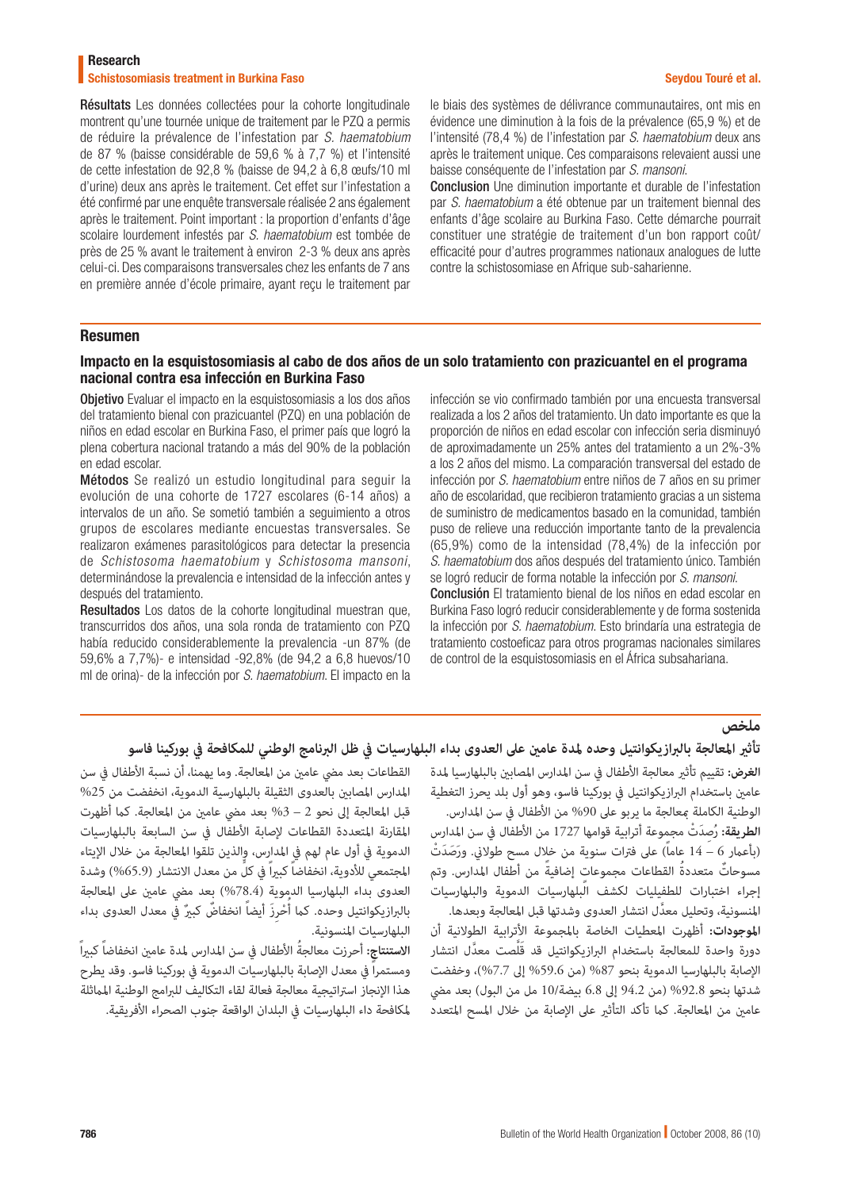**Résultats** Les données collectées pour la cohorte longitudinale montrent qu'une tournée unique de traitement par le PZQ a permis de réduire la prévalence de l'infestation par *S. haematobium* de 87 % (baisse considérable de 59,6 % à 7,7 %) et l'intensité de cette infestation de 92,8 % (baisse de 94,2 à 6,8 œufs/10 ml d'urine) deux ans après le traitement. Cet effet sur l'infestation a été confirmé par une enquête transversale réalisée 2 ans également après le traitement. Point important : la proportion d'enfants d'âge scolaire lourdement infestés par *S. haematobium* est tombée de près de 25 % avant le traitement à environ 2-3 % deux ans après celui-ci. Des comparaisons transversales chez les enfants de 7 ans en première année d'école primaire, ayant reçu le traitement par le biais des systèmes de délivrance communautaires, ont mis en évidence une diminution à la fois de la prévalence (65,9 %) et de l'intensité (78,4 %) de l'infestation par *S. haematobium* deux ans après le traitement unique. Ces comparaisons relevaient aussi une baisse conséquente de l'infestation par *S. mansoni*.

**Conclusion** Une diminution importante et durable de l'infestation par *S. haematobium* a été obtenue par un traitement biennal des enfants d'âge scolaire au Burkina Faso. Cette démarche pourrait constituer une stratégie de traitement d'un bon rapport coût/efficacité pour d'autres programmes nationaux analogues de lutte contre la schistosomiase en Afrique sub-saharienne.

## Resumen

### Impacto en la esquistosomiasis al cabo de dos años de un solo tratamiento con prazicuantel en el programa nacional contra esa infección en Burkina Faso

**Objetivo** Evaluar el impacto en la esquistosomiasis a los dos años del tratamiento bienal con prazicuantel (PZQ) en una población de niños en edad escolar en Burkina Faso, el primer país que logró la plena cobertura nacional tratando a más del 90% de la población en edad escolar.

**Métodos** Se realizó un estudio longitudinal para seguir la evolución de una cohorte de 1727 escolares (6-14 años) a intervalos de un año. Se sometió también a seguimiento a otros grupos de escolares mediante encuestas transversales. Se realizaron exámenes parasitológicos para detectar la presencia de *Schistosoma haematobium* y *Schistosoma mansoni*, determinándose la prevalencia e intensidad de la infección antes y después del tratamiento.

**Resultados** Los datos de la cohorte longitudinal muestran que, transcurridos dos años, una sola ronda de tratamiento con PZQ había reducido considerablemente la prevalencia -un 87% (de 59,6% a 7,7%)- e intensidad -92,8% (de 94,2 a 6,8 huevos/10 ml de orina)- de la infección por *S. haematobium*. El impacto en la infección se vio confirmado también por una encuesta transversal realizada a los 2 años del tratamiento. Un dato importante es que la proporción de niños en edad escolar con infección seria disminuyó de aproximadamente un 25% antes del tratamiento a un 2%-3% a los 2 años del mismo. La comparación transversal del estado de infección por *S. haematobium* entre niños de 7 años en su primer año de escolaridad, que recibieron tratamiento gracias a un sistema de suministro de medicamentos basado en la comunidad, también puso de relieve una reducción importante tanto de la prevalencia (65,9%) como de la intensidad (78,4%) de la infección por *S. haematobium* dos años después del tratamiento único. También se logró reducir de forma notable la infección por *S. mansoni*.

**Conclusión** El tratamiento bienal de los niños en edad escolar en Burkina Faso logró reducir considerablemente y de forma sostenida la infección por *S. haematobium*. Esto brindaría una estrategia de tratamiento costoeficaz para otros programas nacionales similares de control de la esquistosomiasis en el África subsahariana.

## ملخص

### تأثير المعالجة بالبرازيكوانتيل وحده لمدة عامين على العدوى بداء البلهارسيات في ظل البرنامج الوطني للمكافحة في بوركينا فاسو

**الغرض:** تقييم تأثير معالجة الأطفال في سن المدارس المصابين بالبلهارسيا لمدة عامين باستخدام البرازيكوانتيل في بوركينا فاسو، وهو أول بلد يحرز التغطية الوطنية الكاملة بمعالجة ما يربو على 90% من الأطفال في سن المدارس.

**الطريقة:** رُصِدَتْ مجموعة أترابية قوامها 1727 من الأطفال في سن المدارس (بأعمار 6 – 14 عاماً) على فترات سنوية من خلال مسح طولاني. ورَصَدَتْ مسوحاتٌ متعددةُ القطاعات مجموعاتٍ إضافيةً من أطفال المدارس. وتم إجراء اختبارات للطفيليات لكشف البلهارسيات الدموية والبلهارسيات المنسونية، وتحليل معدَّل انتشار العدوى وشدتها قبل المعالجة وبعدها.

**الموجودات:** أظهرت المعطيات الخاصة بالمجموعة الأترابية الطولانية أن دورة واحدة للمعالجة باستخدام البرازيكوانتيل قد قلَّصت معدَّل انتشار الإصابة بالبلهارسيا الدموية بنحو 87% (من 59.6% إلى 7.7%)، وخفضت شدتها بنحو 92.8% (من 94.2 إلى 6.8 بيضة/10 مل من البول) بعد مضي عامين من المعالجة. كما تأكد التأثير على الإصابة من خلال المسح المتعدد القطاعات بعد مضي عامين من المعالجة. وما يهمنا، أن نسبة الأطفال في سن المدارس المصابين بالعدوى الثقيلة بالبلهارسية الدموية، انخفضت من 25% قبل المعالجة إلى نحو 2 – 3% بعد مضي عامين من المعالجة. كما أظهرت المقارنة المتعددة القطاعات لإصابة الأطفال في سن السابعة بالبلهارسيات الدموية في أول عام لهم في المدارس، والذين تلقوا المعالجة من خلال الإيتاء المجتمعي للأدوية، انخفاضاً كبيراً في كل من معدل الانتشار (65.9%) وشدة العدوى بداء البلهارسيا الدموية (78.4%) بعد مضي عامين على المعالجة بالبرازيكوانتيل وحده. كما أُحرِزَ أيضاً انخفاضٌ كبيرٌ في معدل العدوى بداء البلهارسيات المنسونية.

**الاستنتاج:** أحرزت معالجةُ الأطفال في سن المدارس لمدة عامين انخفاضاً كبيراً ومستمراً في معدل الإصابة بالبلهارسيات الدموية في بوركينا فاسو. وقد يطرح هذا الإنجاز استراتيجية معالجة فعالة لقاء التكاليف للبرامج الوطنية المماثلة لمكافحة داء البلهارسيات في البلدان الواقعة جنوب الصحراء الأفريقية.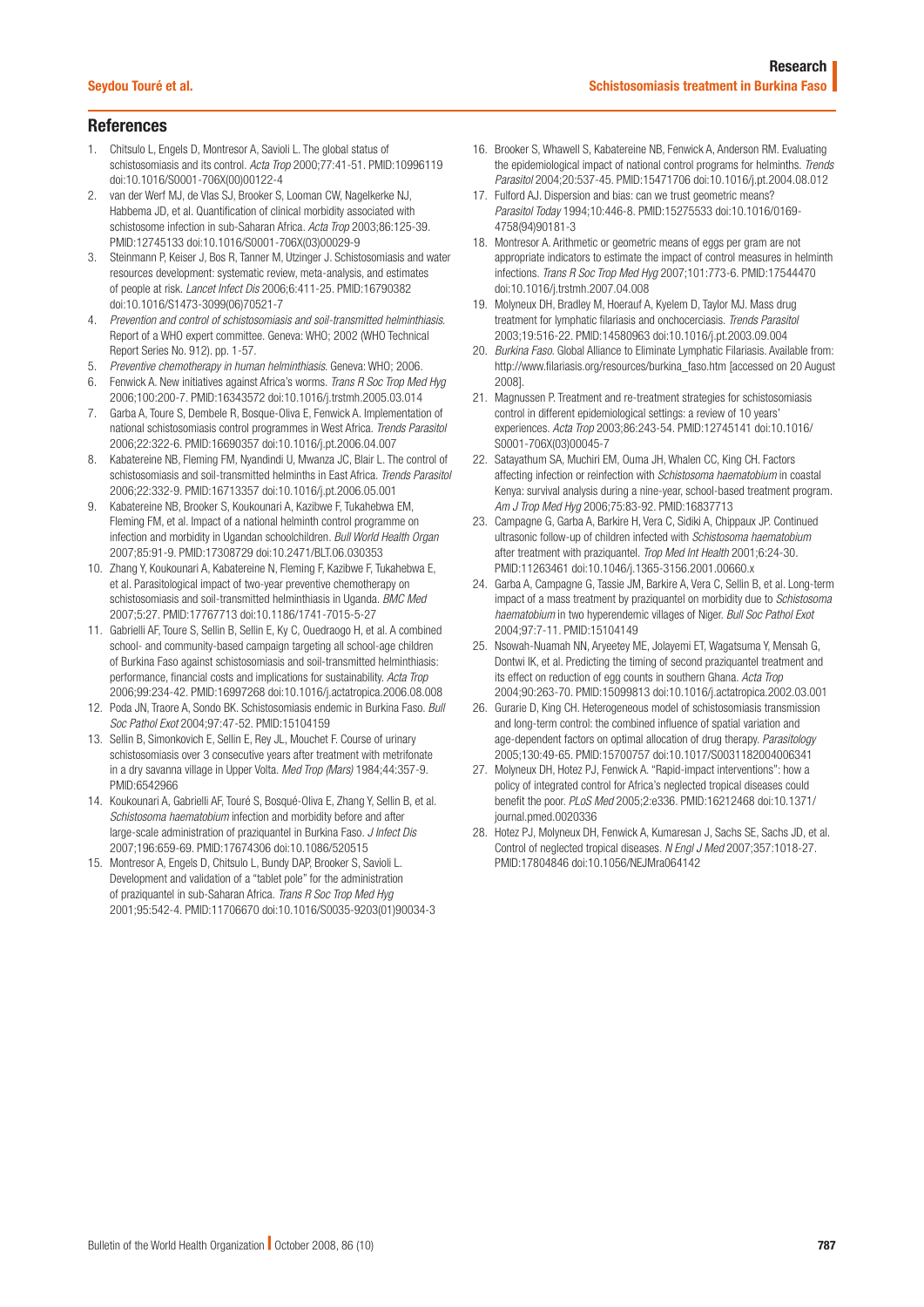## References

1. Chitsulo L, Engels D, Montresor A, Savioli L. The global status of schistosomiasis and its control. *Acta Trop* 2000;77:41-51. PMID:10996119 doi:10.1016/S0001-706X(00)00122-4
2. van der Werf MJ, de Vlas SJ, Brooker S, Looman CW, Nagelkerke NJ, Habbema JD, et al. Quantification of clinical morbidity associated with schistosome infection in sub-Saharan Africa. *Acta Trop* 2003;86:125-39. PMID:12745133 doi:10.1016/S0001-706X(03)00029-9
3. Steinmann P, Keiser J, Bos R, Tanner M, Utzinger J. Schistosomiasis and water resources development: systematic review, meta-analysis, and estimates of people at risk. *Lancet Infect Dis* 2006;6:411-25. PMID:16790382 doi:10.1016/S1473-3099(06)70521-7
4. *Prevention and control of schistosomiasis and soil-transmitted helminthiasis*. Report of a WHO expert committee. Geneva: WHO; 2002 (WHO Technical Report Series No. 912). pp. 1-57.
5. *Preventive chemotherapy in human helminthiasis*. Geneva: WHO; 2006.
6. Fenwick A. New initiatives against Africa's worms. *Trans R Soc Trop Med Hyg* 2006;100:200-7. PMID:16343572 doi:10.1016/j.trstmh.2005.03.014
7. Garba A, Toure S, Dembele R, Bosque-Oliva E, Fenwick A. Implementation of national schistosomiasis control programmes in West Africa. *Trends Parasitol* 2006;22:322-6. PMID:16690357 doi:10.1016/j.pt.2006.04.007
8. Kabatereine NB, Fleming FM, Nyandindi U, Mwanza JC, Blair L. The control of schistosomiasis and soil-transmitted helminths in East Africa. *Trends Parasitol* 2006;22:332-9. PMID:16713357 doi:10.1016/j.pt.2006.05.001
9. Kabatereine NB, Brooker S, Koukounari A, Kazibwe F, Tukahebwa EM, Fleming FM, et al. Impact of a national helminth control programme on infection and morbidity in Ugandan schoolchildren. *Bull World Health Organ* 2007;85:91-9. PMID:17308729 doi:10.2471/BLT.06.030353
10. Zhang Y, Koukounari A, Kabatereine N, Fleming F, Kazibwe F, Tukahebwa E, et al. Parasitological impact of two-year preventive chemotherapy on schistosomiasis and soil-transmitted helminthiasis in Uganda. *BMC Med* 2007;5:27. PMID:17767713 doi:10.1186/1741-7015-5-27
11. Gabrielli AF, Toure S, Sellin B, Sellin E, Ky C, Ouedraogo H, et al. A combined school- and community-based campaign targeting all school-age children of Burkina Faso against schistosomiasis and soil-transmitted helminthiasis: performance, financial costs and implications for sustainability. *Acta Trop* 2006;99:234-42. PMID:16997268 doi:10.1016/j.actatropica.2006.08.008
12. Poda JN, Traore A, Sondo BK. Schistosomiasis endemic in Burkina Faso. *Bull Soc Pathol Exot* 2004;97:47-52. PMID:15104159
13. Sellin B, Simonkovich E, Sellin E, Rey JL, Mouchet F. Course of urinary schistosomiasis over 3 consecutive years after treatment with metrifonate in a dry savanna village in Upper Volta. *Med Trop (Mars)* 1984;44:357-9. PMID:6542966
14. Koukounari A, Gabrielli AF, Touré S, Bosqué-Oliva E, Zhang Y, Sellin B, et al. *Schistosoma haematobium* infection and morbidity before and after large-scale administration of praziquantel in Burkina Faso. *J Infect Dis* 2007;196:659-69. PMID:17674306 doi:10.1086/520515
15. Montresor A, Engels D, Chitsulo L, Bundy DAP, Brooker S, Savioli L. Development and validation of a "tablet pole" for the administration of praziquantel in sub-Saharan Africa. *Trans R Soc Trop Med Hyg* 2001;95:542-4. PMID:11706670 doi:10.1016/S0035-9203(01)90034-3
16. Brooker S, Whawell S, Kabatereine NB, Fenwick A, Anderson RM. Evaluating the epidemiological impact of national control programs for helminths. *Trends Parasitol* 2004;20:537-45. PMID:15471706 doi:10.1016/j.pt.2004.08.012
17. Fulford AJ. Dispersion and bias: can we trust geometric means? *Parasitol Today* 1994;10:446-8. PMID:15275533 doi:10.1016/0169-4758(94)90181-3
18. Montresor A. Arithmetic or geometric means of eggs per gram are not appropriate indicators to estimate the impact of control measures in helminth infections. *Trans R Soc Trop Med Hyg* 2007;101:773-6. PMID:17544470 doi:10.1016/j.trstmh.2007.04.008
19. Molyneux DH, Bradley M, Hoerauf A, Kyelem D, Taylor MJ. Mass drug treatment for lymphatic filariasis and onchocerciasis. *Trends Parasitol* 2003;19:516-22. PMID:14580963 doi:10.1016/j.pt.2003.09.004
20. *Burkina Faso*. Global Alliance to Eliminate Lymphatic Filariasis. Available from: http://www.filariasis.org/resources/burkina_faso.htm [accessed on 20 August 2008].
21. Magnussen P. Treatment and re-treatment strategies for schistosomiasis control in different epidemiological settings: a review of 10 years' experiences. *Acta Trop* 2003;86:243-54. PMID:12745141 doi:10.1016/S0001-706X(03)00045-7
22. Satayathum SA, Muchiri EM, Ouma JH, Whalen CC, King CH. Factors affecting infection or reinfection with *Schistosoma haematobium* in coastal Kenya: survival analysis during a nine-year, school-based treatment program. *Am J Trop Med Hyg* 2006;75:83-92. PMID:16837713
23. Campagne G, Garba A, Barkire H, Vera C, Sidiki A, Chippaux JP. Continued ultrasonic follow-up of children infected with *Schistosoma haematobium* after treatment with praziquantel. *Trop Med Int Health* 2001;6:24-30. PMID:11263461 doi:10.1046/j.1365-3156.2001.00660.x
24. Garba A, Campagne G, Tassie JM, Barkire A, Vera C, Sellin B, et al. Long-term impact of a mass treatment by praziquantel on morbidity due to *Schistosoma haematobium* in two hyperendemic villages of Niger. *Bull Soc Pathol Exot* 2004;97:7-11. PMID:15104149
25. Nsowah-Nuamah NN, Aryeetey ME, Jolayemi ET, Wagatsuma Y, Mensah G, Dontwi IK, et al. Predicting the timing of second praziquantel treatment and its effect on reduction of egg counts in southern Ghana. *Acta Trop* 2004;90:263-70. PMID:15099813 doi:10.1016/j.actatropica.2002.03.001
26. Gurarie D, King CH. Heterogeneous model of schistosomiasis transmission and long-term control: the combined influence of spatial variation and age-dependent factors on optimal allocation of drug therapy. *Parasitology* 2005;130:49-65. PMID:15700757 doi:10.1017/S0031182004006341
27. Molyneux DH, Hotez PJ, Fenwick A. "Rapid-impact interventions": how a policy of integrated control for Africa's neglected tropical diseases could benefit the poor. *PLoS Med* 2005;2:e336. PMID:16212468 doi:10.1371/journal.pmed.0020336
28. Hotez PJ, Molyneux DH, Fenwick A, Kumaresan J, Sachs SE, Sachs JD, et al. Control of neglected tropical diseases. *N Engl J Med* 2007;357:1018-27. PMID:17804846 doi:10.1056/NEJMra064142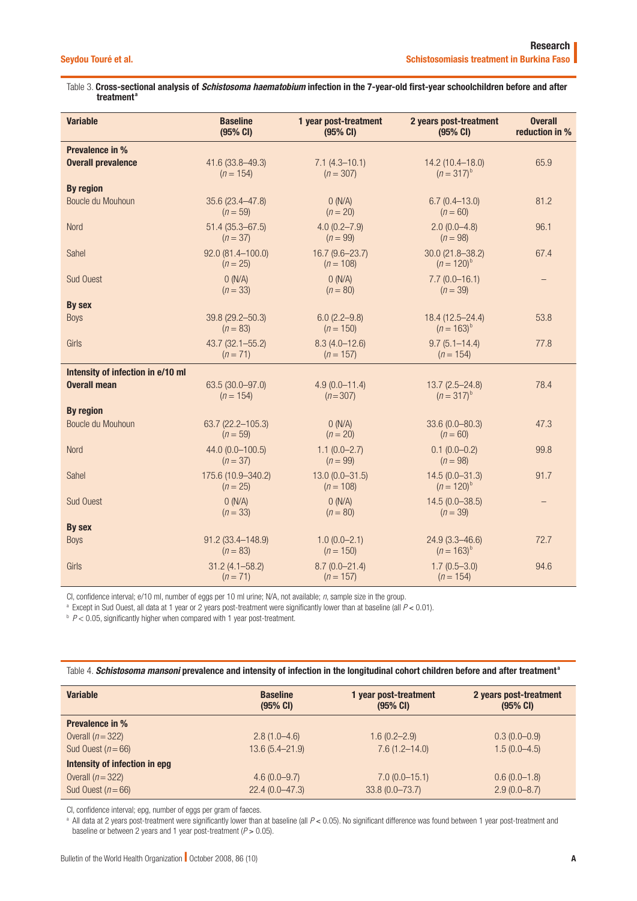Table 3. **Cross-sectional analysis of *Schistosoma haematobium* infection in the 7-year-old first-year schoolchildren before and after treatment**[a]

| Variable | Baseline (95% CI) | 1 year post-treatment (95% CI) | 2 years post-treatment (95% CI) | Overall reduction in % |
|---|---|---|---|---|
| **Prevalence in %** | | | | |
| **Overall prevalence** | 41.6 (33.8–49.3) ($n = 154$) | 7.1 (4.3–10.1) ($n = 307$) | 14.2 (10.4–18.0) ($n = 317$)[b] | 65.9 |
| **By region** | | | | |
| Boucle du Mouhoun | 35.6 (23.4–47.8) ($n = 59$) | 0 (N/A) ($n = 20$) | 6.7 (0.4–13.0) ($n = 60$) | 81.2 |
| Nord | 51.4 (35.3–67.5) ($n = 37$) | 4.0 (0.2–7.9) ($n = 99$) | 2.0 (0.0–4.8) ($n = 98$) | 96.1 |
| Sahel | 92.0 (81.4–100.0) ($n = 25$) | 16.7 (9.6–23.7) ($n = 108$) | 30.0 (21.8–38.2) ($n = 120$)[b] | 67.4 |
| Sud Ouest | 0 (N/A) ($n = 33$) | 0 (N/A) ($n = 80$) | 7.7 (0.0–16.1) ($n = 39$) | – |
| **By sex** | | | | |
| Boys | 39.8 (29.2–50.3) ($n = 83$) | 6.0 (2.2–9.8) ($n = 150$) | 18.4 (12.5–24.4) ($n = 163$)[b] | 53.8 |
| Girls | 43.7 (32.1–55.2) ($n = 71$) | 8.3 (4.0–12.6) ($n = 157$) | 9.7 (5.1–14.4) ($n = 154$) | 77.8 |
| **Intensity of infection in e/10 ml** | | | | |
| **Overall mean** | 63.5 (30.0–97.0) ($n = 154$) | 4.9 (0.0–11.4) ($n = 307$) | 13.7 (2.5–24.8) ($n = 317$)[b] | 78.4 |
| **By region** | | | | |
| Boucle du Mouhoun | 63.7 (22.2–105.3) ($n = 59$) | 0 (N/A) ($n = 20$) | 33.6 (0.0–80.3) ($n = 60$) | 47.3 |
| Nord | 44.0 (0.0–100.5) ($n = 37$) | 1.1 (0.0–2.7) ($n = 99$) | 0.1 (0.0–0.2) ($n = 98$) | 99.8 |
| Sahel | 175.6 (10.9–340.2) ($n = 25$) | 13.0 (0.0–31.5) ($n = 108$) | 14.5 (0.0–31.3) ($n = 120$)[b] | 91.7 |
| Sud Ouest | 0 (N/A) ($n = 33$) | 0 (N/A) ($n = 80$) | 14.5 (0.0–38.5) ($n = 39$) | – |
| **By sex** | | | | |
| Boys | 91.2 (33.4–148.9) ($n = 83$) | 1.0 (0.0–2.1) ($n = 150$) | 24.9 (3.3–46.6) ($n = 163$)[b] | 72.7 |
| Girls | 31.2 (4.1–58.2) ($n = 71$) | 8.7 (0.0–21.4) ($n = 157$) | 1.7 (0.5–3.0) ($n = 154$) | 94.6 |

CI, confidence interval; e/10 ml, number of eggs per 10 ml urine; N/A, not available; *n*, sample size in the group.

[a] Except in Sud Ouest, all data at 1 year or 2 years post-treatment were significantly lower than at baseline (all $P < 0.01$).

[b] $P < 0.05$, significantly higher when compared with 1 year post-treatment.

Table 4. ***Schistosoma mansoni* prevalence and intensity of infection in the longitudinal cohort children before and after treatment**[a]

| Variable | Baseline (95% CI) | 1 year post-treatment (95% CI) | 2 years post-treatment (95% CI) |
|---|---|---|---|
| **Prevalence in %** | | | |
| Overall ($n = 322$) | 2.8 (1.0–4.6) | 1.6 (0.2–2.9) | 0.3 (0.0–0.9) |
| Sud Ouest ($n = 66$) | 13.6 (5.4–21.9) | 7.6 (1.2–14.0) | 1.5 (0.0–4.5) |
| **Intensity of infection in epg** | | | |
| Overall ($n = 322$) | 4.6 (0.0–9.7) | 7.0 (0.0–15.1) | 0.6 (0.0–1.8) |
| Sud Ouest ($n = 66$) | 22.4 (0.0–47.3) | 33.8 (0.0–73.7) | 2.9 (0.0–8.7) |

CI, confidence interval; epg, number of eggs per gram of faeces.

[a] All data at 2 years post-treatment were significantly lower than at baseline (all $P < 0.05$). No significant difference was found between 1 year post-treatment and baseline or between 2 years and 1 year post-treatment ($P > 0.05$).